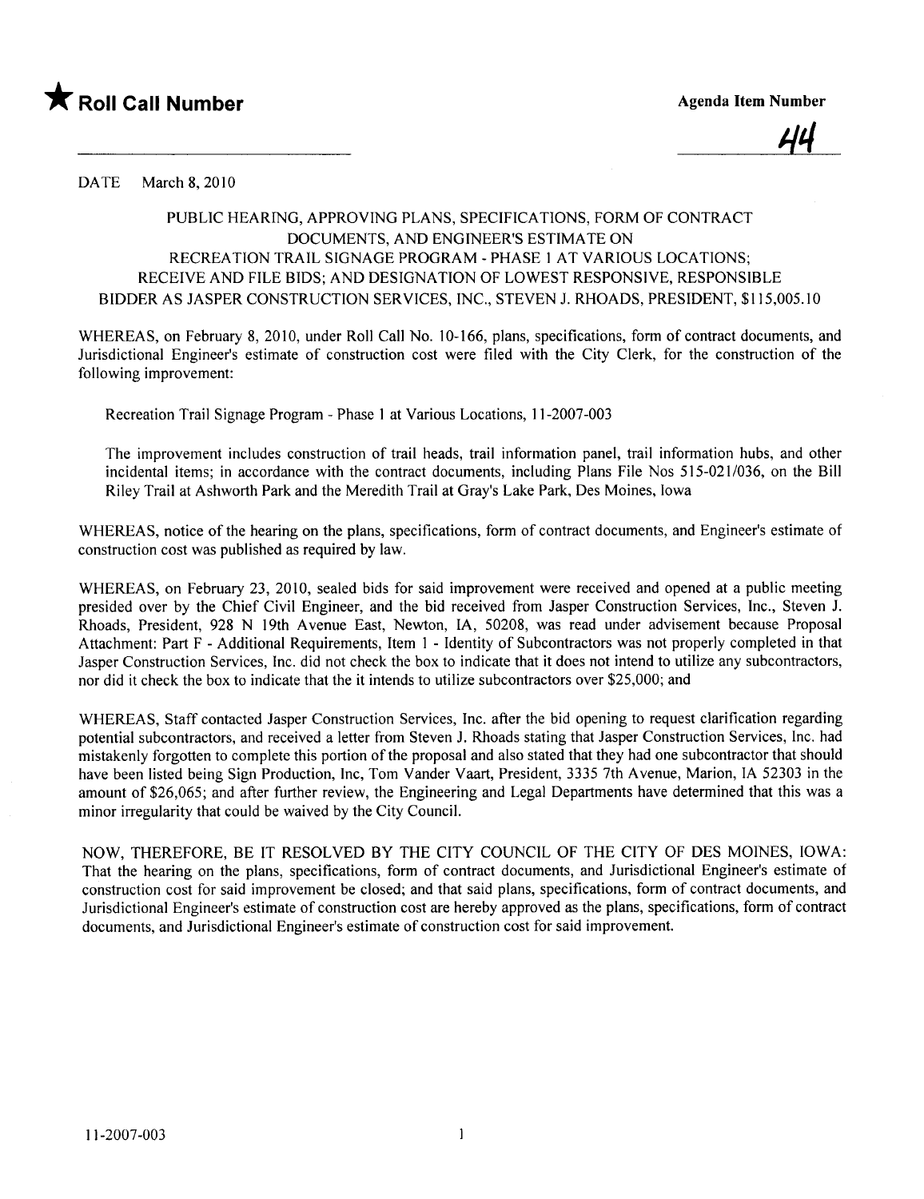★ **Roll Call Number**

**Agenda Item Number**

44

DATE March 8, 2010

PUBLIC HEARING, APPROVING PLANS, SPECIFICATIONS, FORM OF CONTRACT DOCUMENTS, AND ENGINEER'S ESTIMATE ON RECREATION TRAIL SIGNAGE PROGRAM - PHASE 1 AT VARIOUS LOCATIONS; RECEIVE AND FILE BIDS; AND DESIGNATION OF LOWEST RESPONSIVE, RESPONSIBLE BIDDER AS JASPER CONSTRUCTION SERVICES, INC., STEVEN J. RHOADS, PRESIDENT, $115,005.10

WHEREAS, on February 8, 2010, under Roll Call No. 10-166, plans, specifications, form of contract documents, and Jurisdictional Engineer's estimate of construction cost were filed with the City Clerk, for the construction of the following improvement:

Recreation Trail Signage Program - Phase 1 at Various Locations, 11-2007-003

The improvement includes construction of trail heads, trail information panel, trail information hubs, and other incidental items; in accordance with the contract documents, including Plans File Nos 515-021/036, on the Bill Riley Trail at Ashworth Park and the Meredith Trail at Gray's Lake Park, Des Moines, Iowa

WHEREAS, notice of the hearing on the plans, specifications, form of contract documents, and Engineer's estimate of construction cost was published as required by law.

WHEREAS, on February 23, 2010, sealed bids for said improvement were received and opened at a public meeting presided over by the Chief Civil Engineer, and the bid received from Jasper Construction Services, Inc., Steven J. Rhoads, President, 928 N 19th Avenue East, Newton, IA, 50208, was read under advisement because Proposal Attachment: Part F - Additional Requirements, Item 1 - Identity of Subcontractors was not properly completed in that Jasper Construction Services, Inc. did not check the box to indicate that it does not intend to utilize any subcontractors, nor did it check the box to indicate that the it intends to utilize subcontractors over $25,000; and

WHEREAS, Staff contacted Jasper Construction Services, Inc. after the bid opening to request clarification regarding potential subcontractors, and received a letter from Steven J. Rhoads stating that Jasper Construction Services, Inc. had mistakenly forgotten to complete this portion of the proposal and also stated that they had one subcontractor that should have been listed being Sign Production, Inc, Tom Vander Vaart, President, 3335 7th Avenue, Marion, IA 52303 in the amount of $26,065; and after further review, the Engineering and Legal Departments have determined that this was a minor irregularity that could be waived by the City Council.

NOW, THEREFORE, BE IT RESOLVED BY THE CITY COUNCIL OF THE CITY OF DES MOINES, IOWA: That the hearing on the plans, specifications, form of contract documents, and Jurisdictional Engineer's estimate of construction cost for said improvement be closed; and that said plans, specifications, form of contract documents, and Jurisdictional Engineer's estimate of construction cost are hereby approved as the plans, specifications, form of contract documents, and Jurisdictional Engineer's estimate of construction cost for said improvement.

11-2007-003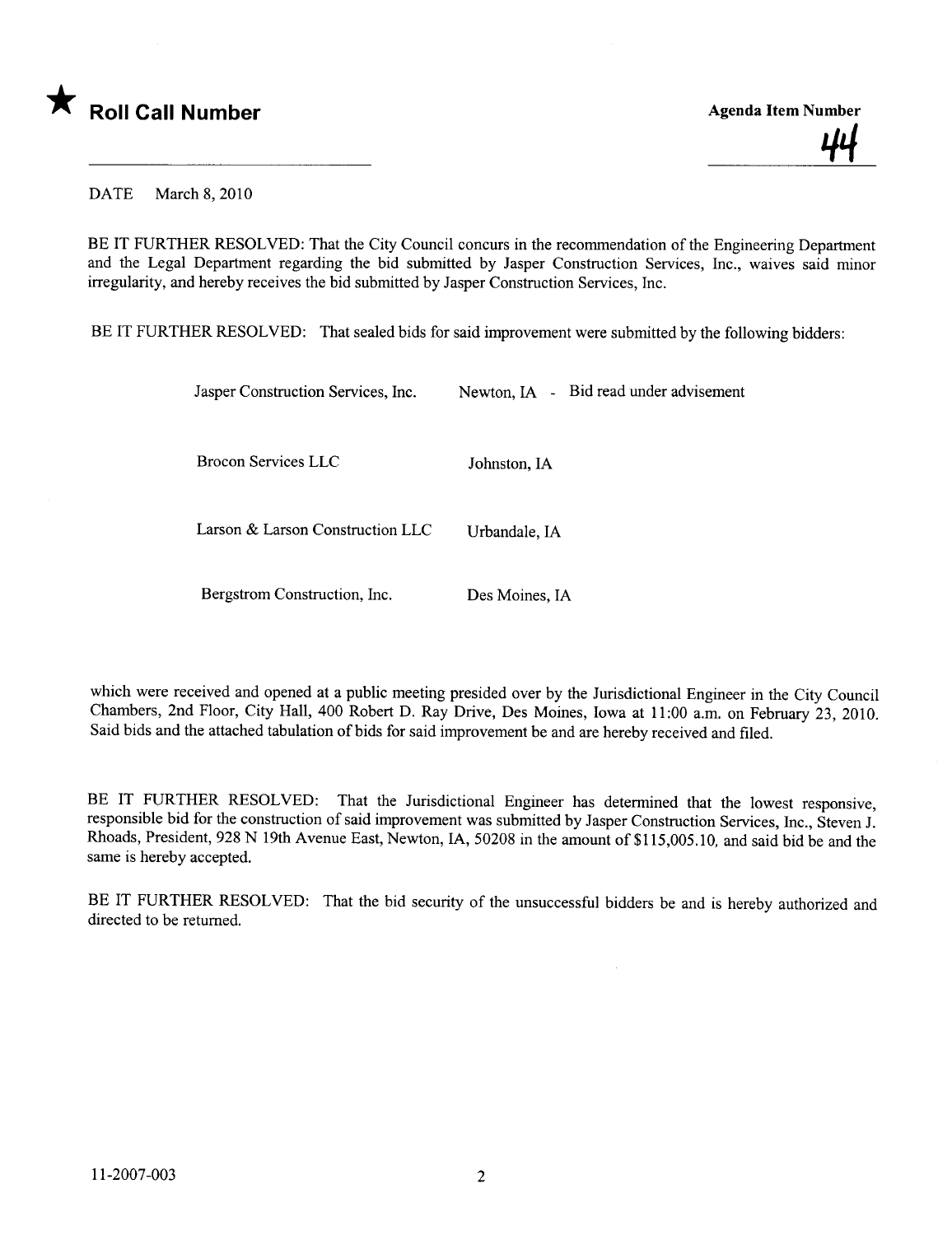★ **Roll Call Number**

**Agenda Item Number**

44

DATE March 8, 2010

BE IT FURTHER RESOLVED: That the City Council concurs in the recommendation of the Engineering Department and the Legal Department regarding the bid submitted by Jasper Construction Services, Inc., waives said minor irregularity, and hereby receives the bid submitted by Jasper Construction Services, Inc.

BE IT FURTHER RESOLVED: That sealed bids for said improvement were submitted by the following bidders:

| | |
|---|---|
| Jasper Construction Services, Inc. | Newton, IA - Bid read under advisement |
| Brocon Services LLC | Johnston, IA |
| Larson & Larson Construction LLC | Urbandale, IA |
| Bergstrom Construction, Inc. | Des Moines, IA |

which were received and opened at a public meeting presided over by the Jurisdictional Engineer in the City Council Chambers, 2nd Floor, City Hall, 400 Robert D. Ray Drive, Des Moines, Iowa at 11:00 a.m. on February 23, 2010. Said bids and the attached tabulation of bids for said improvement be and are hereby received and filed.

BE IT FURTHER RESOLVED: That the Jurisdictional Engineer has determined that the lowest responsive, responsible bid for the construction of said improvement was submitted by Jasper Construction Services, Inc., Steven J. Rhoads, President, 928 N 19th Avenue East, Newton, IA, 50208 in the amount of $115,005.10, and said bid be and the same is hereby accepted.

BE IT FURTHER RESOLVED: That the bid security of the unsuccessful bidders be and is hereby authorized and directed to be returned.

11-2007-003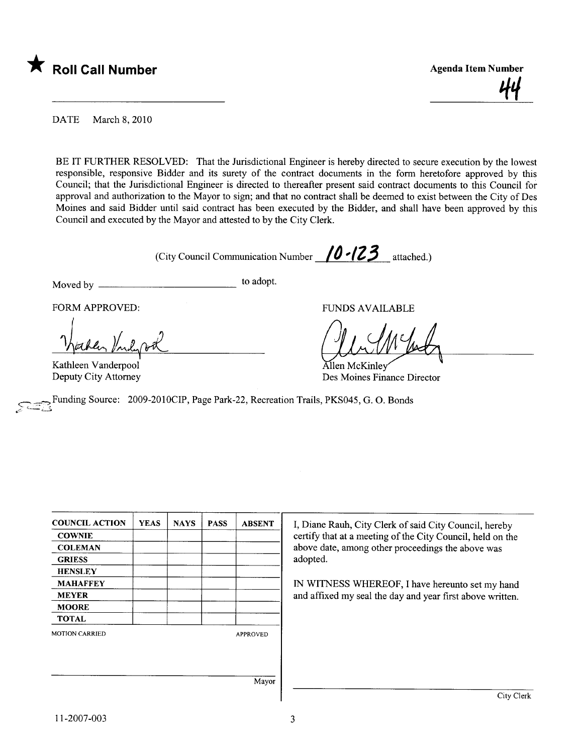★ **Roll Call Number**

**Agenda Item Number**

44

DATE March 8, 2010

BE IT FURTHER RESOLVED: That the Jurisdictional Engineer is hereby directed to secure execution by the lowest responsible, responsive Bidder and its surety of the contract documents in the form heretofore approved by this Council; that the Jurisdictional Engineer is directed to thereafter present said contract documents to this Council for approval and authorization to the Mayor to sign; and that no contract shall be deemed to exist between the City of Des Moines and said Bidder until said contract has been executed by the Bidder, and shall have been approved by this Council and executed by the Mayor and attested to by the City Clerk.

(City Council Communication Number 10-123 attached.)

Moved by ______________________ to adopt.

FORM APPROVED:

Kathleen Vanderpool
Deputy City Attorney

FUNDS AVAILABLE

Allen McKinley
Des Moines Finance Director

Funding Source: 2009-2010CIP, Page Park-22, Recreation Trails, PKS045, G. O. Bonds

| COUNCIL ACTION | YEAS | NAYS | PASS | ABSENT |
|---|---|---|---|---|
| COWNIE | | | | |
| COLEMAN | | | | |
| GRIESS | | | | |
| HENSLEY | | | | |
| MAHAFFEY | | | | |
| MEYER | | | | |
| MOORE | | | | |
| TOTAL | | | | |

MOTION CARRIED APPROVED

______________________ Mayor

I, Diane Rauh, City Clerk of said City Council, hereby certify that at a meeting of the City Council, held on the above date, among other proceedings the above was adopted.

IN WITNESS WHEREOF, I have hereunto set my hand and affixed my seal the day and year first above written.

______________________ City Clerk

11-2007-003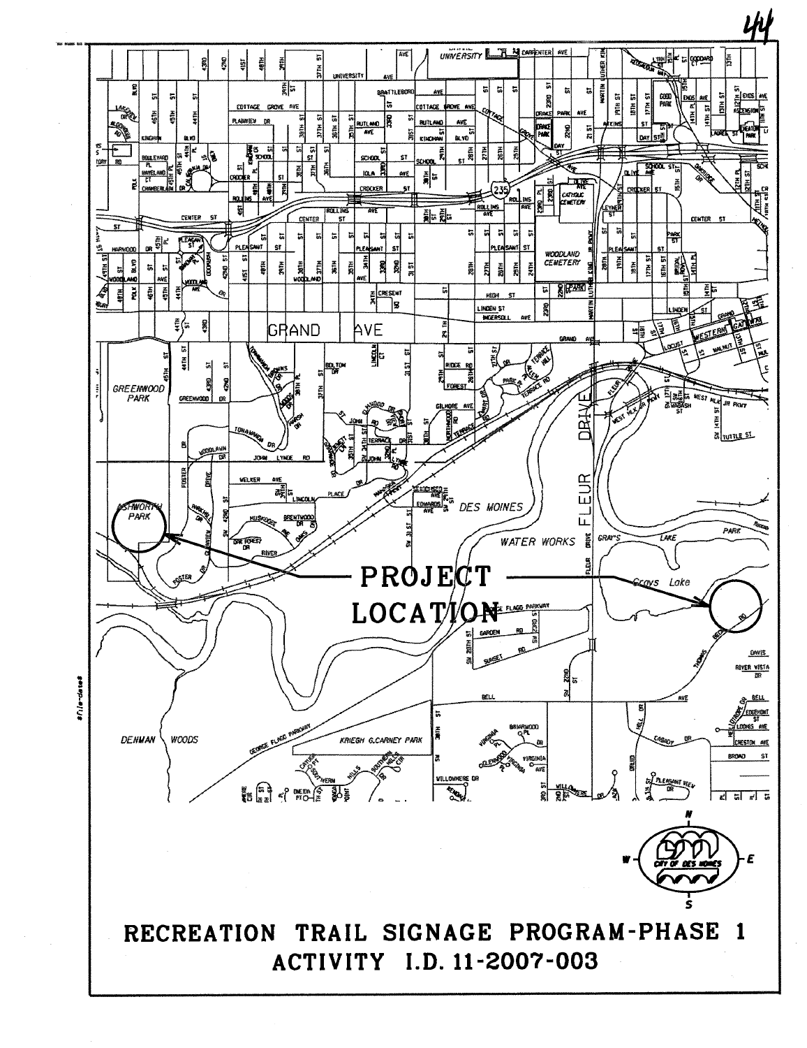**PROJECT LOCATION**

# RECREATION TRAIL SIGNAGE PROGRAM-PHASE 1

## ACTIVITY I.D. 11-2007-003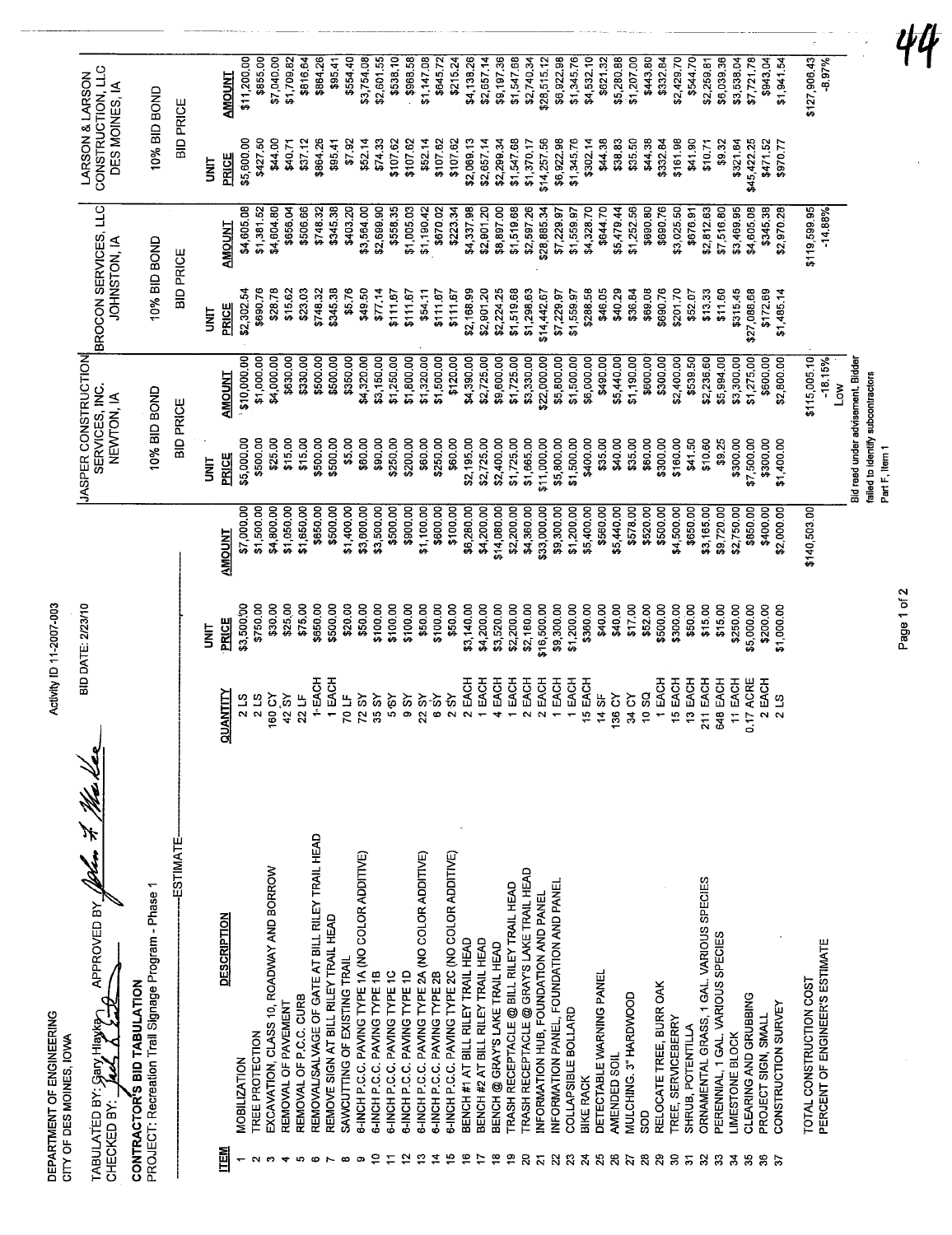DEPARTMENT OF ENGINEERING
CITY OF DES MOINES, IOWA

Activity ID 11-2007-003

TABULATED BY: Gary Hlavka APPROVED BY: John F. Walker
CHECKED BY: Jack R. East

BID DATE: 2/23/10

**CONTRACTOR'S BID TABULATION**
PROJECT: Recreation Trail Signage Program - Phase 1

| ITEM | DESCRIPTION | QUANTITY | ESTIMATE UNIT PRICE | ESTIMATE AMOUNT | JASPER CONSTRUCTION SERVICES, INC. NEWTON, IA 10% BID BOND UNIT PRICE | JASPER AMOUNT | BROCON SERVICES, LLC JOHNSTON, IA 10% BID BOND UNIT PRICE | BROCON AMOUNT | LARSON & LARSON CONSTRUCTION, LLC DES MOINES, IA 10% BID BOND UNIT PRICE | LARSON AMOUNT |
|---|---|---|---|---|---|---|---|---|---|---|
| 1 | MOBILIZATION | 2 LS | $3,500.00 | $7,000.00 | $5,000.00 | $10,000.00 | $2,302.54 | $4,605.08 | $5,600.00 | $11,200.00 |
| 2 | TREE PROTECTION | 2 LS | $750.00 | $1,500.00 | $500.00 | $1,000.00 | $690.76 | $1,381.52 | $427.50 | $855.00 |
| 3 | EXCAVATION, CLASS 10, ROADWAY AND BORROW | 160 CY | $30.00 | $4,800.00 | $25.00 | $4,000.00 | $28.78 | $4,604.80 | $44.00 | $7,040.00 |
| 4 | REMOVAL OF PAVEMENT | 42 SY | $25.00 | $1,050.00 | $15.00 | $630.00 | $15.62 | $656.04 | $40.71 | $1,709.82 |
| 5 | REMOVAL OF P.C.C. CURB | 22 LF | $75.00 | $1,650.00 | $15.00 | $330.00 | $23.03 | $506.66 | $37.12 | $816.64 |
| 6 | REMOVAL/SALVAGE OF GATE AT BILL RILEY TRAIL HEAD | 1 EACH | $650.00 | $650.00 | $500.00 | $500.00 | $748.32 | $748.32 | $864.26 | $864.26 |
| 7 | REMOVE SIGN AT BILL RILEY TRAIL HEAD | 1 EACH | $500.00 | $500.00 | $500.00 | $500.00 | $345.38 | $345.38 | $95.41 | $95.41 |
| 8 | SAWCUTTING OF EXISTING TRAIL | 70 LF | $20.00 | $1,400.00 | $5.00 | $350.00 | $5.76 | $403.20 | $7.92 | $554.40 |
| 9 | 6-INCH P.C.C. PAVING TYPE 1A (NO COLOR ADDITIVE) | 72 SY | $50.00 | $3,600.00 | $60.00 | $4,320.00 | $49.50 | $3,564.00 | $52.14 | $3,754.08 |
| 10 | 6-INCH P.C.C. PAVING TYPE 1B | 35 SY | $100.00 | $3,500.00 | $90.00 | $3,150.00 | $77.14 | $2,699.90 | $74.33 | $2,601.55 |
| 11 | 6-INCH P.C.C. PAVING TYPE 1C | 5 SY | $100.00 | $500.00 | $250.00 | $1,250.00 | $111.67 | $558.35 | $107.62 | $538.10 |
| 12 | 6-INCH P.C.C. PAVING TYPE 1D | 9 SY | $100.00 | $900.00 | $200.00 | $1,800.00 | $111.67 | $1,005.03 | $107.62 | $968.58 |
| 13 | 6-INCH P.C.C. PAVING TYPE 2A (NO COLOR ADDITIVE) | 22 SY | $50.00 | $1,100.00 | $60.00 | $1,320.00 | $54.11 | $1,190.42 | $52.14 | $1,147.08 |
| 14 | 6-INCH P.C.C. PAVING TYPE 2B | 6 SY | $100.00 | $600.00 | $250.00 | $1,500.00 | $111.67 | $670.02 | $107.62 | $645.72 |
| 15 | 6-INCH P.C.C. PAVING TYPE 2C (NO COLOR ADDITIVE) | 2 SY | $50.00 | $100.00 | $60.00 | $120.00 | $111.67 | $223.34 | $107.62 | $215.24 |
| 16 | BENCH #1 AT BILL RILEY TRAIL HEAD | 2 EACH | $3,140.00 | $6,280.00 | $2,195.00 | $4,390.00 | $2,168.99 | $4,337.98 | $2,069.13 | $4,138.26 |
| 17 | BENCH #2 AT BILL RILEY TRAIL HEAD | 1 EACH | $4,200.00 | $4,200.00 | $2,725.00 | $2,725.00 | $2,901.20 | $2,901.20 | $2,657.14 | $2,657.14 |
| 18 | BENCH @ GRAY'S LAKE TRAIL HEAD | 4 EACH | $3,520.00 | $14,080.00 | $2,400.00 | $9,600.00 | $2,224.25 | $8,897.00 | $2,299.34 | $9,197.36 |
| 19 | TRASH RECEPTACLE @ BILL RILEY TRAIL HEAD | 1 EACH | $2,200.00 | $2,200.00 | $1,725.00 | $1,725.00 | $1,519.68 | $1,519.68 | $1,547.68 | $1,547.68 |
| 20 | TRASH RECEPTACLE @ GRAY'S LAKE TRAIL HEAD | 2 EACH | $2,180.00 | $4,360.00 | $1,665.00 | $3,330.00 | $1,298.63 | $2,597.26 | $1,370.17 | $2,740.34 |
| 21 | INFORMATION HUB, FOUNDATION AND PANEL | 2 EACH | $16,500.00 | $33,000.00 | $11,000.00 | $22,000.00 | $14,442.67 | $28,885.34 | $14,257.56 | $28,515.12 |
| 22 | INFORMATION PANEL, FOUNDATION AND PANEL | 1 EACH | $9,300.00 | $9,300.00 | $5,800.00 | $5,800.00 | $7,229.97 | $7,229.97 | $6,922.98 | $6,922.98 |
| 23 | COLLAPSIBLE BOLLARD | 1 EACH | $1,200.00 | $1,200.00 | $1,500.00 | $1,500.00 | $1,559.97 | $1,559.97 | $1,345.76 | $1,345.76 |
| 24 | BIKE RACK | 15 EACH | $360.00 | $5,400.00 | $400.00 | $6,000.00 | $288.58 | $4,328.70 | $302.14 | $4,532.10 |
| 25 | DETECTABLE WARNING PANEL | 14 SF | $40.00 | $560.00 | $35.00 | $490.00 | $46.05 | $644.70 | $44.38 | $621.32 |
| 26 | AMENDED SOIL | 136 CY | $40.00 | $5,440.00 | $40.00 | $5,440.00 | $40.29 | $5,479.44 | $38.83 | $5,280.88 |
| 27 | MULCHING, 3" HARDWOOD | 34 CY | $17.00 | $578.00 | $35.00 | $1,190.00 | $36.84 | $1,252.56 | $35.50 | $1,207.00 |
| 28 | SOD | 10 SQ | $52.00 | $520.00 | $60.00 | $600.00 | $69.08 | $690.80 | $44.38 | $443.80 |
| 29 | RELOCATE TREE, BURR OAK | 1 EACH | $500.00 | $500.00 | $300.00 | $300.00 | $690.76 | $690.76 | $332.84 | $332.84 |
| 30 | TREE, SERVICEBERRY | 15 EACH | $300.00 | $4,500.00 | $160.00 | $2,400.00 | $201.70 | $3,025.50 | $161.98 | $2,429.70 |
| 31 | SHRUB, POTENTILLA | 13 EACH | $50.00 | $650.00 | $41.50 | $539.50 | $52.07 | $676.91 | $41.90 | $544.70 |
| 32 | ORNAMENTAL GRASS, 1 GAL. VARIOUS SPECIES | 211 EACH | $15.00 | $3,165.00 | $10.60 | $2,236.60 | $13.33 | $2,812.63 | $10.71 | $2,259.81 |
| 33 | PERENNIAL, 1 GAL. VARIOUS SPECIES | 648 EACH | $15.00 | $9,720.00 | $9.25 | $5,994.00 | $11.60 | $7,516.80 | $9.32 | $6,039.36 |
| 34 | LIMESTONE BLOCK | 11 EACH | $250.00 | $2,750.00 | $300.00 | $3,300.00 | $315.45 | $3,469.95 | $321.64 | $3,538.04 |
| 35 | CLEARING AND GRUBBING | 0.17 ACRE | $5,000.00 | $850.00 | $7,500.00 | $1,275.00 | $27,088.68 | $4,605.08 | $45,422.25 | $7,721.78 |
| 36 | PROJECT SIGN, SMALL | 2 EACH | $200.00 | $400.00 | $300.00 | $600.00 | $172.69 | $345.38 | $471.52 | $943.04 |
| 37 | CONSTRUCTION SURVEY | 2 LS | $1,000.00 | $2,000.00 | $1,400.00 | $2,800.00 | $1,485.14 | $2,970.28 | $970.77 | $1,941.54 |
| | TOTAL CONSTRUCTION COST | | | $140,503.00 | | $115,005.10 | | $119,599.95 | | $127,906.43 |
| | PERCENT OF ENGINEER'S ESTIMATE | | | | | -18.15% Low | | -14.88% | | -8.97% |

Bid read under advisement. Bidder failed to identify subcontractors Part F, Item 1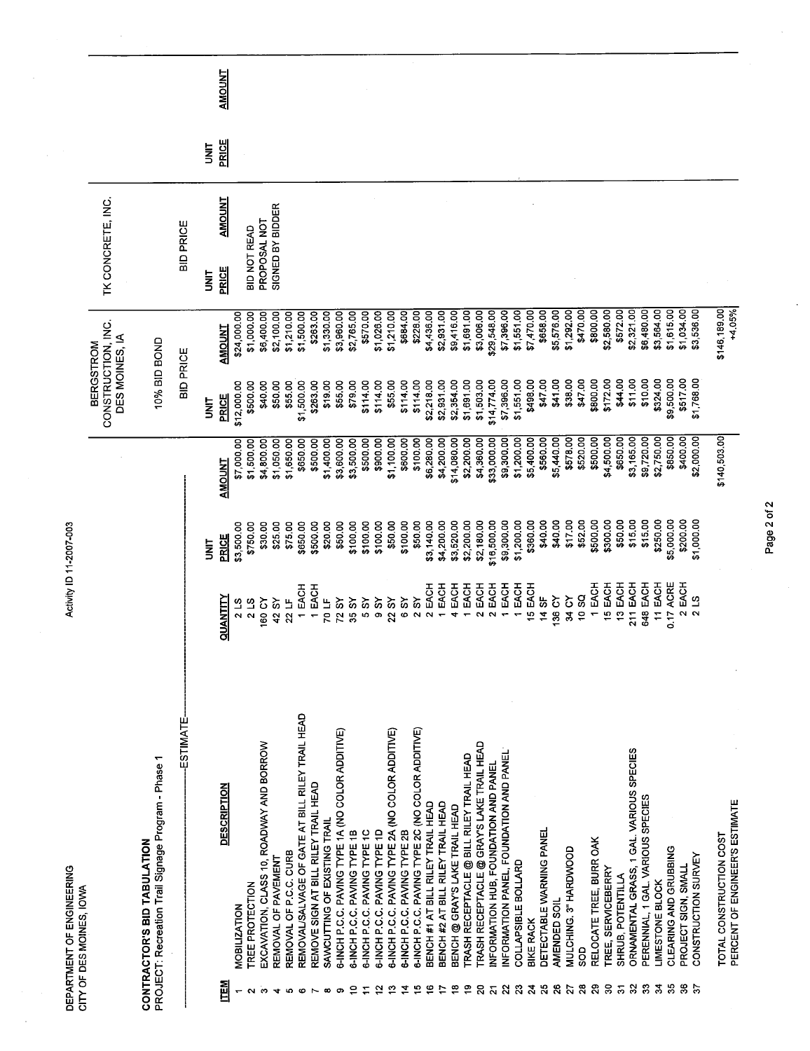DEPARTMENT OF ENGINEERING
CITY OF DES MOINES, IOWA

Activity ID 11-2007-003

**CONTRACTOR'S BID TABULATION**
PROJECT: Recreation Trail Signage Program - Phase 1

| | | -ESTIMATE- | | | BERGSTROM CONSTRUCTION, INC. DES MOINES, IA | | TK CONCRETE, INC. | | | |
|---|---|---|---|---|---|---|---|---|---|---|
| | | | | | 10% BID BOND | | | | | |
| | | | | | BID PRICE | | BID PRICE | | | |
| ITEM | DESCRIPTION | QUANTITY | UNIT PRICE | AMOUNT | UNIT PRICE | AMOUNT | UNIT PRICE | AMOUNT | UNIT PRICE | AMOUNT |
| 1 | MOBILIZATION | 2 LS | $3,500.00 | $7,000.00 | $12,000.00 | $24,000.00 | BID NOT READ | | | |
| 2 | TREE PROTECTION | 2 LS | $750.00 | $1,500.00 | $500.00 | $1,000.00 | PROPOSAL NOT | | | |
| 3 | EXCAVATION, CLASS 10, ROADWAY AND BORROW | 160 CY | $30.00 | $4,800.00 | $40.00 | $6,400.00 | SIGNED BY BIDDER | | | |
| 4 | REMOVAL OF PAVEMENT | 42 SY | $25.00 | $1,050.00 | $50.00 | $2,100.00 | | | | |
| 5 | REMOVAL OF P.C.C. CURB | 22 LF | $75.00 | $1,650.00 | $55.00 | $1,210.00 | | | | |
| 6 | REMOVAL/SALVAGE OF GATE AT BILL RILEY TRAIL HEAD | 1 EACH | $650.00 | $650.00 | $1,500.00 | $1,500.00 | | | | |
| 7 | REMOVE SIGN AT BILL RILEY TRAIL HEAD | 1 EACH | $500.00 | $500.00 | $263.00 | $263.00 | | | | |
| 8 | SAWCUTTING OF EXISTING TRAIL | 70 LF | $20.00 | $1,400.00 | $19.00 | $1,330.00 | | | | |
| 9 | 6-INCH P.C.C. PAVING TYPE 1A (NO COLOR ADDITIVE) | 72 SY | $50.00 | $3,600.00 | $55.00 | $3,960.00 | | | | |
| 10 | 6-INCH P.C.C. PAVING TYPE 1B | 35 SY | $100.00 | $3,500.00 | $79.00 | $2,765.00 | | | | |
| 11 | 6-INCH P.C.C. PAVING TYPE 1C | 5 SY | $100.00 | $500.00 | $114.00 | $570.00 | | | | |
| 12 | 6-INCH P.C.C. PAVING TYPE 1D | 9 SY | $100.00 | $900.00 | $114.00 | $1,026.00 | | | | |
| 13 | 6-INCH P.C.C. PAVING TYPE 2A (NO COLOR ADDITIVE) | 22 SY | $50.00 | $1,100.00 | $55.00 | $1,210.00 | | | | |
| 14 | 6-INCH P.C.C. PAVING TYPE 2B | 6 SY | $100.00 | $600.00 | $114.00 | $684.00 | | | | |
| 15 | 6-INCH P.C.C. PAVING TYPE 2C (NO COLOR ADDITIVE) | 2 SY | $50.00 | $100.00 | $114.00 | $228.00 | | | | |
| 16 | BENCH #1 AT BILL RILEY TRAIL HEAD | 2 EACH | $3,140.00 | $6,280.00 | $2,218.00 | $4,436.00 | | | | |
| 17 | BENCH #2 AT BILL RILEY TRAIL HEAD | 1 EACH | $4,200.00 | $4,200.00 | $2,931.00 | $2,931.00 | | | | |
| 18 | BENCH @ GRAY'S LAKE TRAIL HEAD | 4 EACH | $3,520.00 | $14,080.00 | $2,354.00 | $9,416.00 | | | | |
| 19 | TRASH RECEPTACLE @ BILL RILEY TRAIL HEAD | 1 EACH | $2,200.00 | $2,200.00 | $1,691.00 | $1,691.00 | | | | |
| 20 | TRASH RECEPTACLE @ GRAY'S LAKE TRAIL HEAD | 2 EACH | $2,180.00 | $4,360.00 | $1,503.00 | $3,006.00 | | | | |
| 21 | INFORMATION HUB, FOUNDATION AND PANEL | 2 EACH | $16,500.00 | $33,000.00 | $14,774.00 | $29,548.00 | | | | |
| 22 | INFORMATION PANEL, FOUNDATION AND PANEL | 1 EACH | $9,300.00 | $9,300.00 | $7,396.00 | $7,396.00 | | | | |
| 23 | COLLAPSIBLE BOLLARD | 1 EACH | $1,200.00 | $1,200.00 | $1,551.00 | $1,551.00 | | | | |
| 24 | BIKE RACK | 15 EACH | $360.00 | $5,400.00 | $498.00 | $7,470.00 | | | | |
| 25 | DETECTABLE WARNING PANEL | 14 SF | $40.00 | $560.00 | $47.00 | $658.00 | | | | |
| 26 | AMENDED SOIL | 136 CY | $40.00 | $5,440.00 | $41.00 | $5,576.00 | | | | |
| 27 | MULCHING, 3" HARDWOOD | 34 CY | $17.00 | $578.00 | $38.00 | $1,292.00 | | | | |
| 28 | SOD | 10 SQ | $52.00 | $520.00 | $47.00 | $470.00 | | | | |
| 29 | RELOCATE TREE, BURR OAK | 1 EACH | $500.00 | $500.00 | $800.00 | $800.00 | | | | |
| 30 | TREE, SERVICEBERRY | 15 EACH | $300.00 | $4,500.00 | $172.00 | $2,580.00 | | | | |
| 31 | SHRUB, POTENTILLA | 13 EACH | $50.00 | $650.00 | $44.00 | $572.00 | | | | |
| 32 | ORNAMENTAL GRASS, 1 GAL. VARIOUS SPECIES | 211 EACH | $15.00 | $3,165.00 | $11.00 | $2,321.00 | | | | |
| 33 | PERENNIAL, 1 GAL. VARIOUS SPECIES | 648 EACH | $15.00 | $9,720.00 | $10.00 | $6,480.00 | | | | |
| 34 | LIMESTONE BLOCK | 11 EACH | $250.00 | $2,750.00 | $324.00 | $3,564.00 | | | | |
| 35 | CLEARING AND GRUBBING | 0.17 ACRE | $5,000.00 | $850.00 | $9,500.00 | $1,615.00 | | | | |
| 36 | PROJECT SIGN, SMALL | 2 EACH | $200.00 | $400.00 | $517.00 | $1,034.00 | | | | |
| 37 | CONSTRUCTION SURVEY | 2 LS | $1,000.00 | $2,000.00 | $1,768.00 | $3,536.00 | | | | |
| | TOTAL CONSTRUCTION COST | | | $140,503.00 | | $146,189.00 | | | | |
| | PERCENT OF ENGINEER'S ESTIMATE | | | | | +4.05% | | | | |